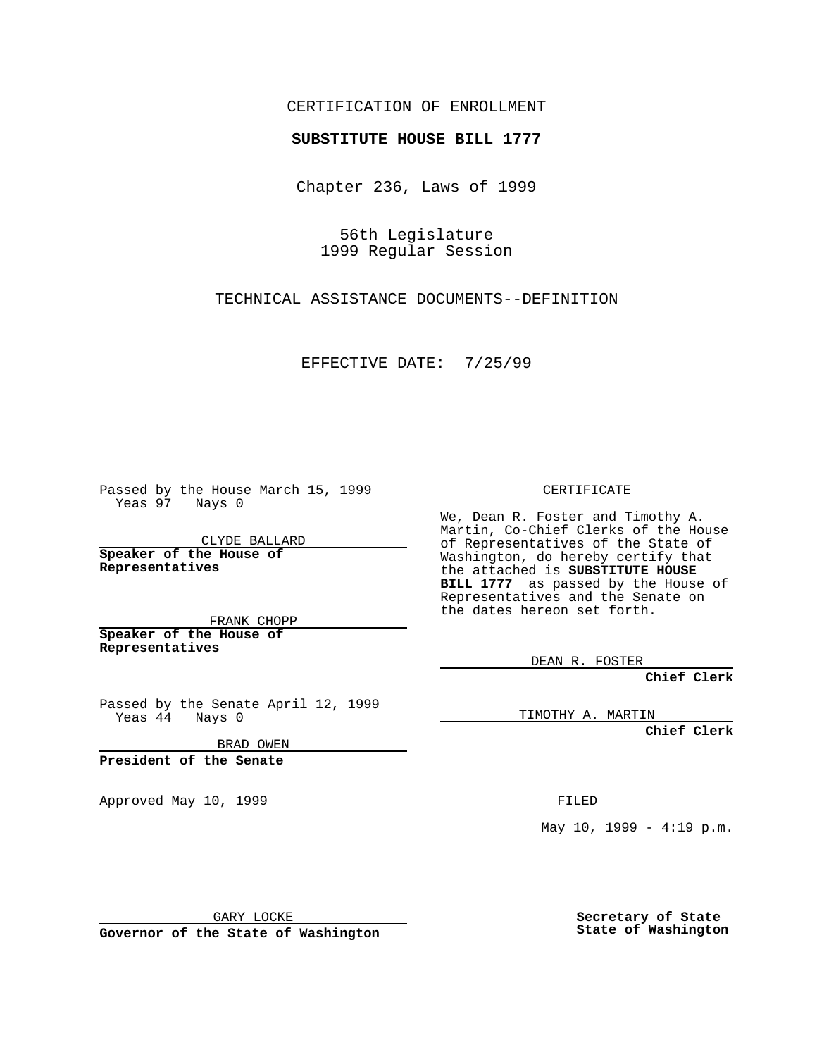CERTIFICATION OF ENROLLMENT

**SUBSTITUTE HOUSE BILL 1777**

Chapter 236, Laws of 1999

56th Legislature
1999 Regular Session

TECHNICAL ASSISTANCE DOCUMENTS--DEFINITION

EFFECTIVE DATE: 7/25/99

Passed by the House March 15, 1999
Yeas 97 Nays 0

CLYDE BALLARD
**Speaker of the House of Representatives**

FRANK CHOPP
**Speaker of the House of Representatives**

Passed by the Senate April 12, 1999
Yeas 44 Nays 0

BRAD OWEN
**President of the Senate**

Approved May 10, 1999

GARY LOCKE
**Governor of the State of Washington**

CERTIFICATE

We, Dean R. Foster and Timothy A. Martin, Co-Chief Clerks of the House of Representatives of the State of Washington, do hereby certify that the attached is **SUBSTITUTE HOUSE BILL 1777** as passed by the House of Representatives and the Senate on the dates hereon set forth.

DEAN R. FOSTER
**Chief Clerk**

TIMOTHY A. MARTIN
**Chief Clerk**

FILED

May 10, 1999 - 4:19 p.m.

**Secretary of State**
**State of Washington**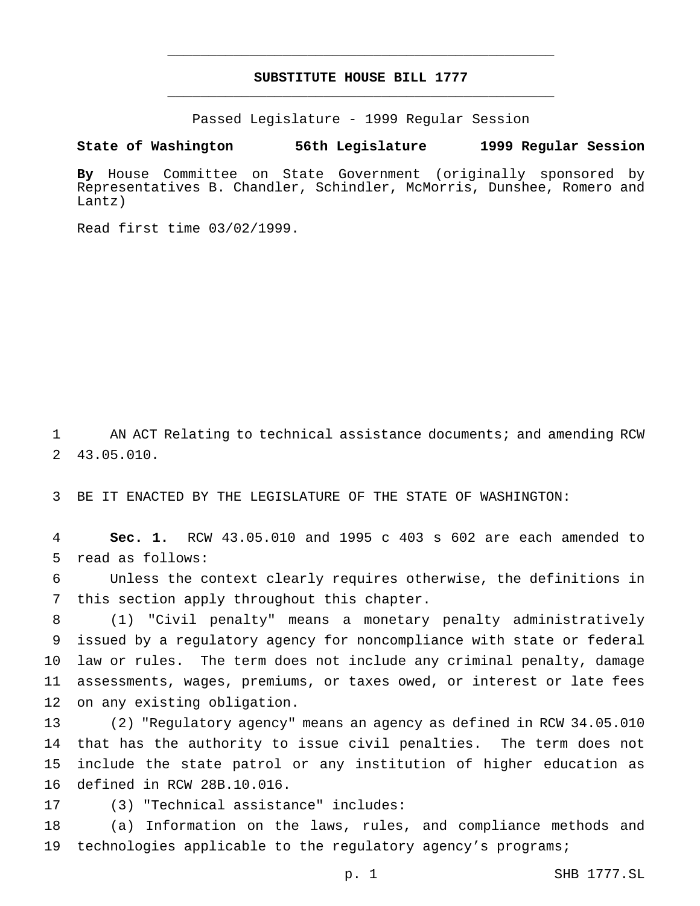# SUBSTITUTE HOUSE BILL 1777

Passed Legislature - 1999 Regular Session

**State of Washington 56th Legislature 1999 Regular Session**

**By** House Committee on State Government (originally sponsored by Representatives B. Chandler, Schindler, McMorris, Dunshee, Romero and Lantz)

Read first time 03/02/1999.

AN ACT Relating to technical assistance documents; and amending RCW 43.05.010.

BE IT ENACTED BY THE LEGISLATURE OF THE STATE OF WASHINGTON:

**Sec. 1.** RCW 43.05.010 and 1995 c 403 s 602 are each amended to read as follows:

Unless the context clearly requires otherwise, the definitions in this section apply throughout this chapter.

(1) "Civil penalty" means a monetary penalty administratively issued by a regulatory agency for noncompliance with state or federal law or rules. The term does not include any criminal penalty, damage assessments, wages, premiums, or taxes owed, or interest or late fees on any existing obligation.

(2) "Regulatory agency" means an agency as defined in RCW 34.05.010 that has the authority to issue civil penalties. The term does not include the state patrol or any institution of higher education as defined in RCW 28B.10.016.

(3) "Technical assistance" includes:

(a) Information on the laws, rules, and compliance methods and technologies applicable to the regulatory agency's programs;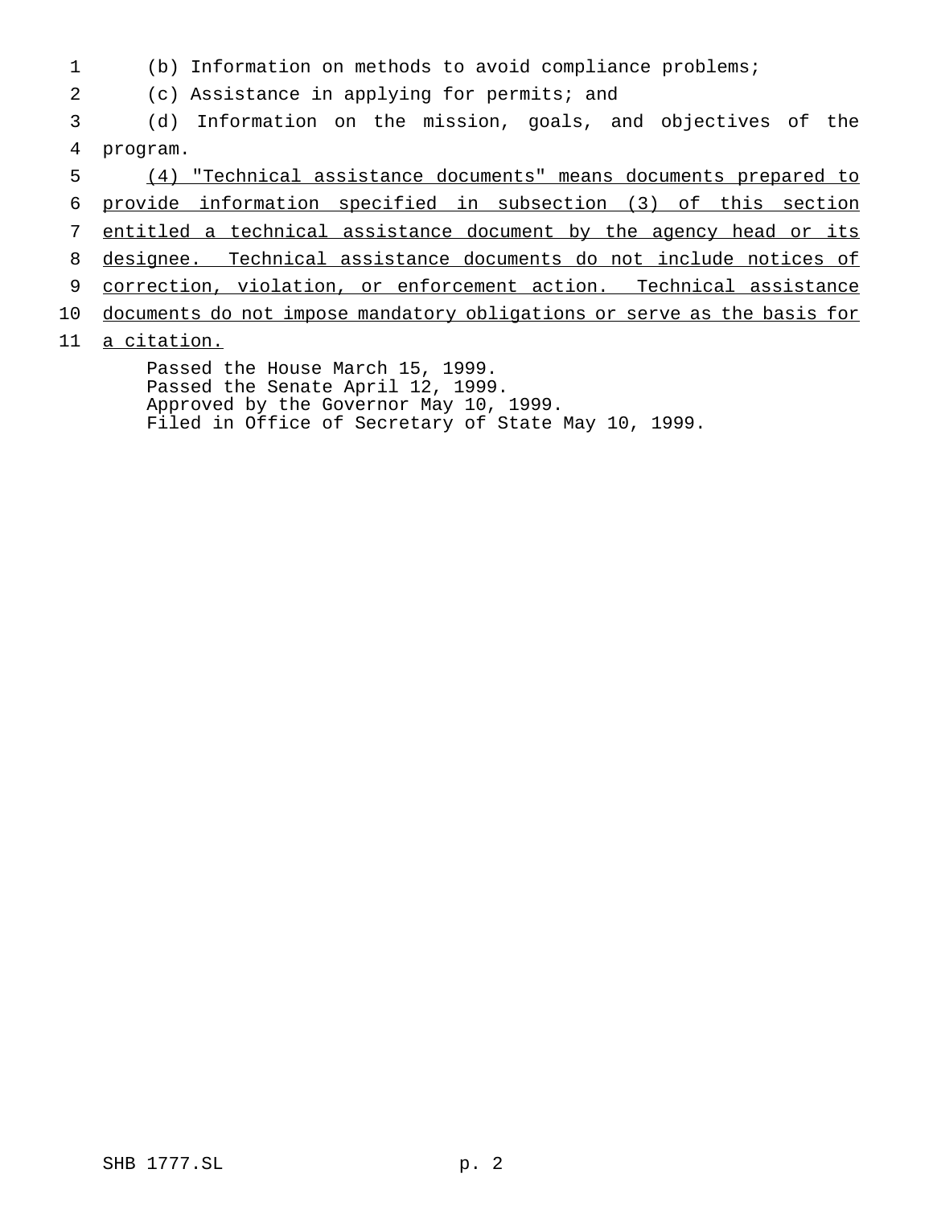(b) Information on methods to avoid compliance problems;

(c) Assistance in applying for permits; and

(d) Information on the mission, goals, and objectives of the program.

<u>(4) "Technical assistance documents" means documents prepared to provide information specified in subsection (3) of this section entitled a technical assistance document by the agency head or its designee. Technical assistance documents do not include notices of correction, violation, or enforcement action. Technical assistance documents do not impose mandatory obligations or serve as the basis for a citation.</u>

Passed the House March 15, 1999.
Passed the Senate April 12, 1999.
Approved by the Governor May 10, 1999.
Filed in Office of Secretary of State May 10, 1999.